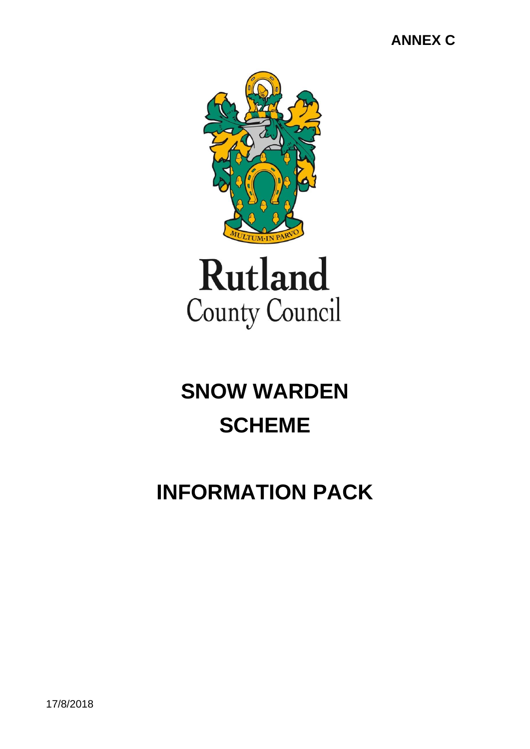**ANNEX C**

Rutland
County Council

# SNOW WARDEN SCHEME

# INFORMATION PACK

17/8/2018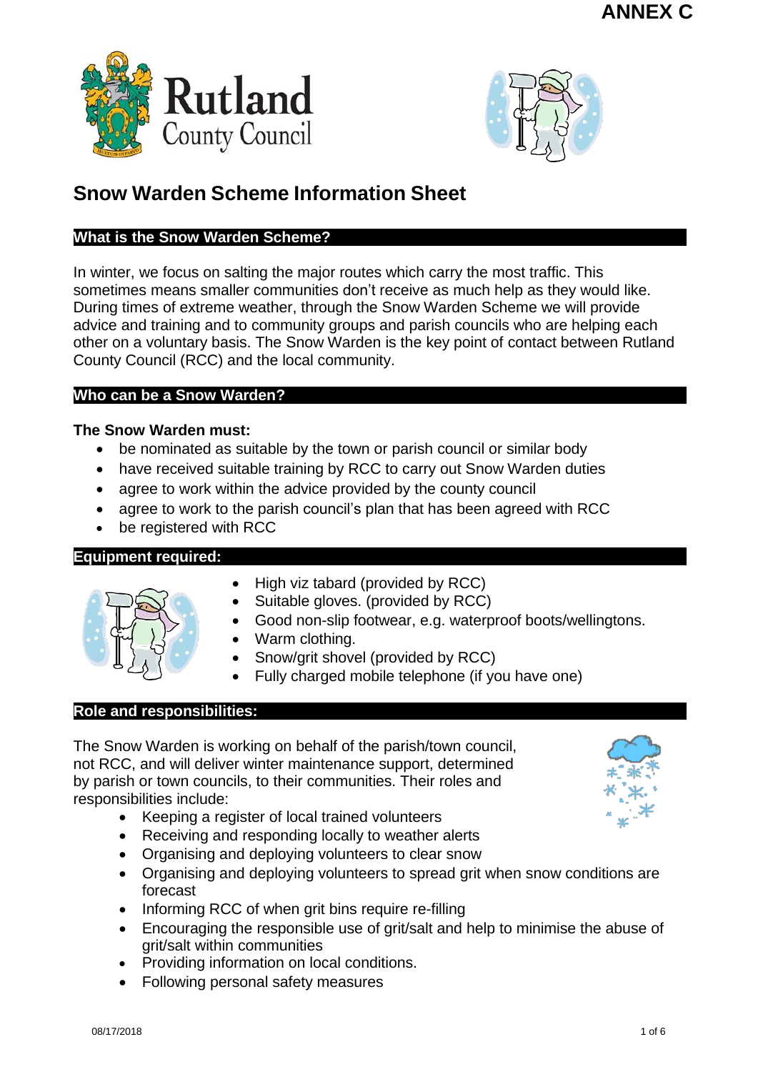ANNEX C

Rutland County Council

# Snow Warden Scheme Information Sheet

## What is the Snow Warden Scheme?

In winter, we focus on salting the major routes which carry the most traffic. This sometimes means smaller communities don't receive as much help as they would like. During times of extreme weather, through the Snow Warden Scheme we will provide advice and training and to community groups and parish councils who are helping each other on a voluntary basis. The Snow Warden is the key point of contact between Rutland County Council (RCC) and the local community.

## Who can be a Snow Warden?

**The Snow Warden must:**

- be nominated as suitable by the town or parish council or similar body
- have received suitable training by RCC to carry out Snow Warden duties
- agree to work within the advice provided by the county council
- agree to work to the parish council's plan that has been agreed with RCC
- be registered with RCC

## Equipment required:

- High viz tabard (provided by RCC)
- Suitable gloves. (provided by RCC)
- Good non-slip footwear, e.g. waterproof boots/wellingtons.
- Warm clothing.
- Snow/grit shovel (provided by RCC)
- Fully charged mobile telephone (if you have one)

## Role and responsibilities:

The Snow Warden is working on behalf of the parish/town council, not RCC, and will deliver winter maintenance support, determined by parish or town councils, to their communities. Their roles and responsibilities include:

- Keeping a register of local trained volunteers
- Receiving and responding locally to weather alerts
- Organising and deploying volunteers to clear snow
- Organising and deploying volunteers to spread grit when snow conditions are forecast
- Informing RCC of when grit bins require re-filling
- Encouraging the responsible use of grit/salt and help to minimise the abuse of grit/salt within communities
- Providing information on local conditions.
- Following personal safety measures

08/17/2018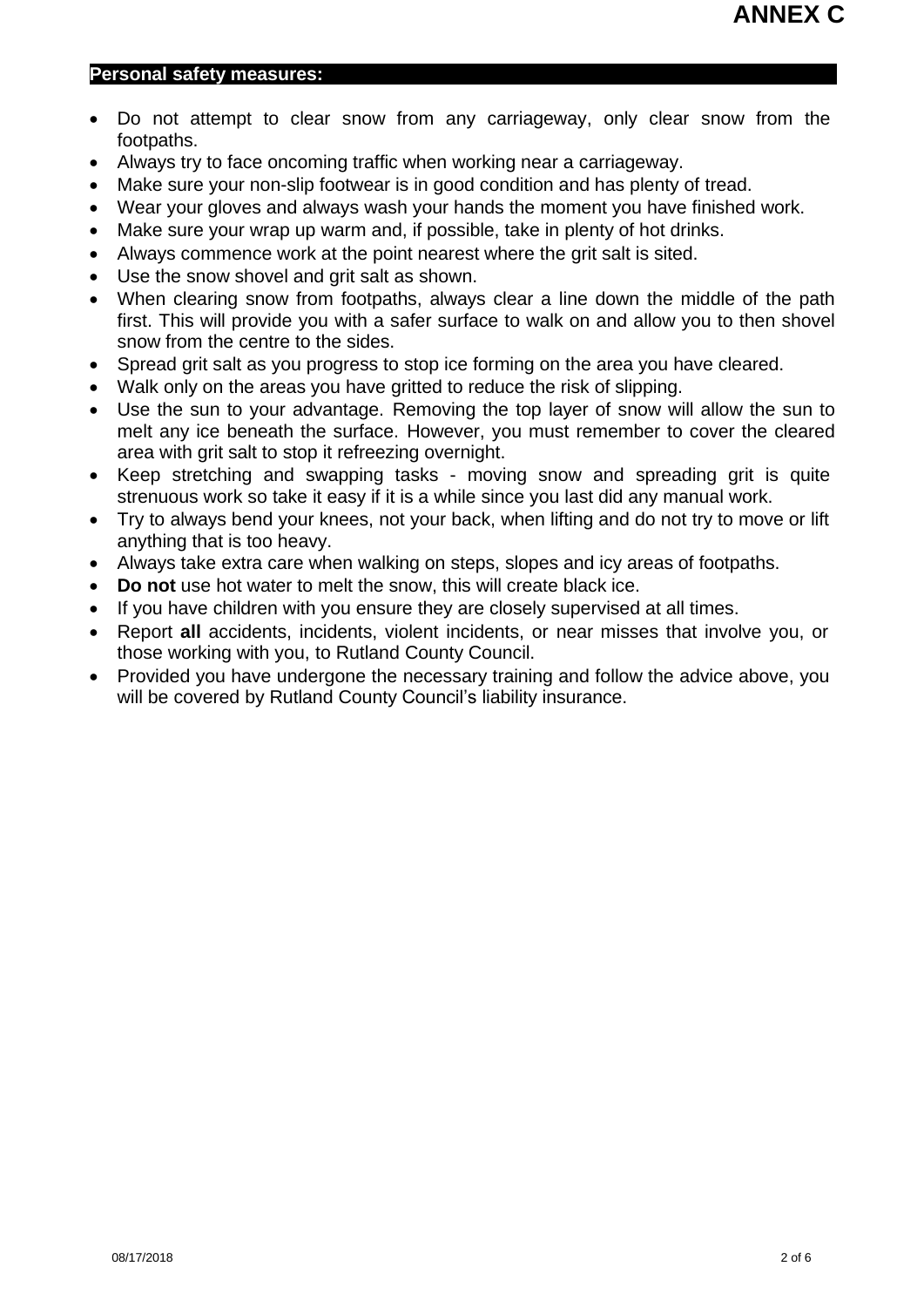# ANNEX C

## Personal safety measures:

- Do not attempt to clear snow from any carriageway, only clear snow from the footpaths.
- Always try to face oncoming traffic when working near a carriageway.
- Make sure your non-slip footwear is in good condition and has plenty of tread.
- Wear your gloves and always wash your hands the moment you have finished work.
- Make sure your wrap up warm and, if possible, take in plenty of hot drinks.
- Always commence work at the point nearest where the grit salt is sited.
- Use the snow shovel and grit salt as shown.
- When clearing snow from footpaths, always clear a line down the middle of the path first. This will provide you with a safer surface to walk on and allow you to then shovel snow from the centre to the sides.
- Spread grit salt as you progress to stop ice forming on the area you have cleared.
- Walk only on the areas you have gritted to reduce the risk of slipping.
- Use the sun to your advantage. Removing the top layer of snow will allow the sun to melt any ice beneath the surface. However, you must remember to cover the cleared area with grit salt to stop it refreezing overnight.
- Keep stretching and swapping tasks - moving snow and spreading grit is quite strenuous work so take it easy if it is a while since you last did any manual work.
- Try to always bend your knees, not your back, when lifting and do not try to move or lift anything that is too heavy.
- Always take extra care when walking on steps, slopes and icy areas of footpaths.
- **Do not** use hot water to melt the snow, this will create black ice.
- If you have children with you ensure they are closely supervised at all times.
- Report **all** accidents, incidents, violent incidents, or near misses that involve you, or those working with you, to Rutland County Council.
- Provided you have undergone the necessary training and follow the advice above, you will be covered by Rutland County Council's liability insurance.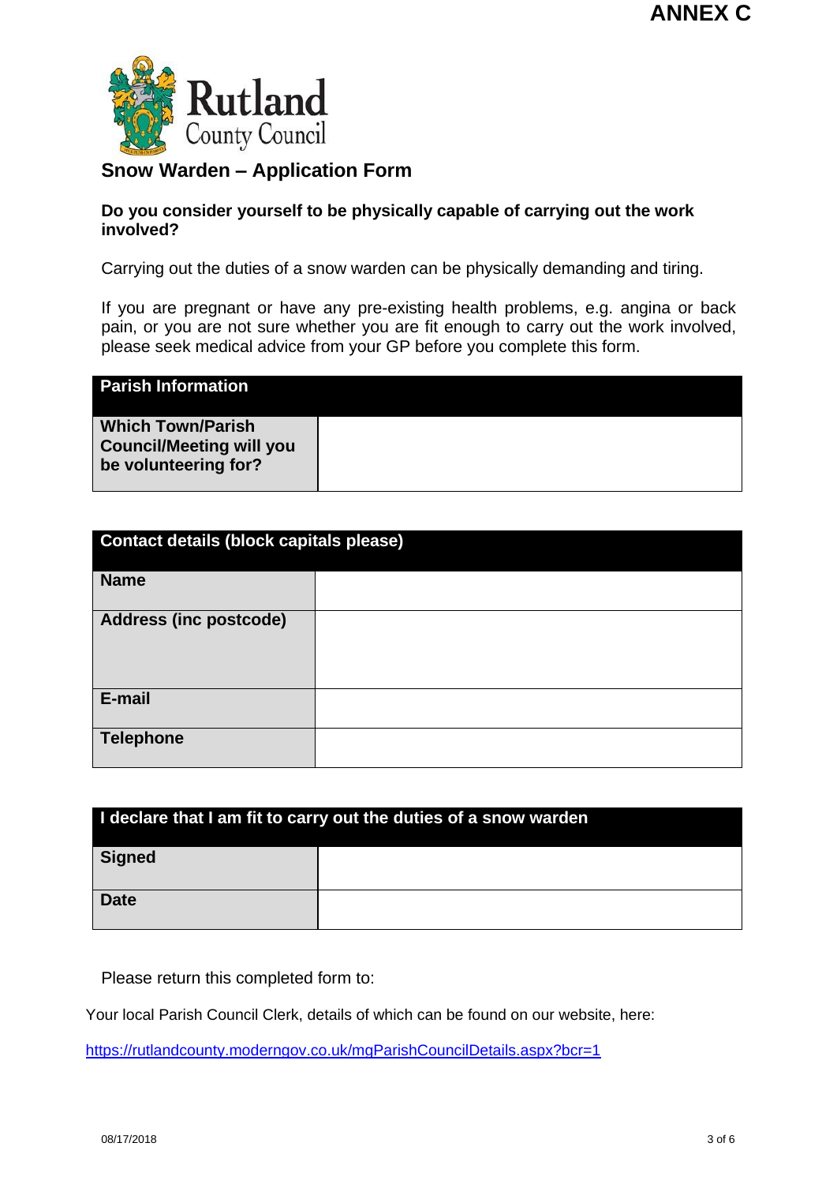**ANNEX C**

Rutland County Council

## Snow Warden – Application Form

**Do you consider yourself to be physically capable of carrying out the work involved?**

Carrying out the duties of a snow warden can be physically demanding and tiring.

If you are pregnant or have any pre-existing health problems, e.g. angina or back pain, or you are not sure whether you are fit enough to carry out the work involved, please seek medical advice from your GP before you complete this form.

| **Parish Information** | |
|---|---|
| **Which Town/Parish Council/Meeting will you be volunteering for?** | |

| **Contact details (block capitals please)** | |
|---|---|
| **Name** | |
| **Address (inc postcode)** | |
| **E-mail** | |
| **Telephone** | |

| **I declare that I am fit to carry out the duties of a snow warden** | |
|---|---|
| **Signed** | |
| **Date** | |

Please return this completed form to:

Your local Parish Council Clerk, details of which can be found on our website, here:

https://rutlandcounty.moderngov.co.uk/mgParishCouncilDetails.aspx?bcr=1

08/17/2018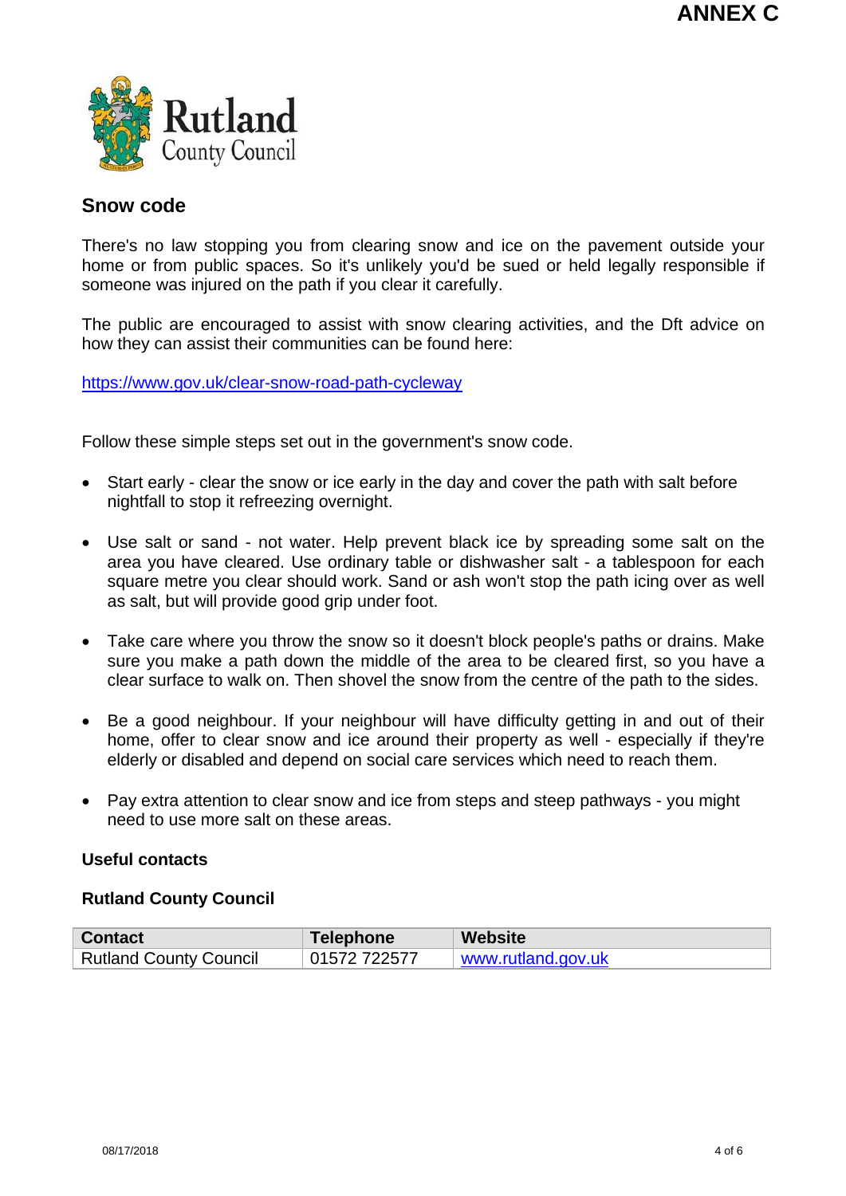ANNEX C

## Snow code

There's no law stopping you from clearing snow and ice on the pavement outside your home or from public spaces. So it's unlikely you'd be sued or held legally responsible if someone was injured on the path if you clear it carefully.

The public are encouraged to assist with snow clearing activities, and the Dft advice on how they can assist their communities can be found here:

https://www.gov.uk/clear-snow-road-path-cycleway

Follow these simple steps set out in the government's snow code.

- Start early - clear the snow or ice early in the day and cover the path with salt before nightfall to stop it refreezing overnight.
- Use salt or sand - not water. Help prevent black ice by spreading some salt on the area you have cleared. Use ordinary table or dishwasher salt - a tablespoon for each square metre you clear should work. Sand or ash won't stop the path icing over as well as salt, but will provide good grip under foot.
- Take care where you throw the snow so it doesn't block people's paths or drains. Make sure you make a path down the middle of the area to be cleared first, so you have a clear surface to walk on. Then shovel the snow from the centre of the path to the sides.
- Be a good neighbour. If your neighbour will have difficulty getting in and out of their home, offer to clear snow and ice around their property as well - especially if they're elderly or disabled and depend on social care services which need to reach them.
- Pay extra attention to clear snow and ice from steps and steep pathways - you might need to use more salt on these areas.

### Useful contacts

### Rutland County Council

| Contact | Telephone | Website |
| --- | --- | --- |
| Rutland County Council | 01572 722577 | www.rutland.gov.uk |

08/17/2018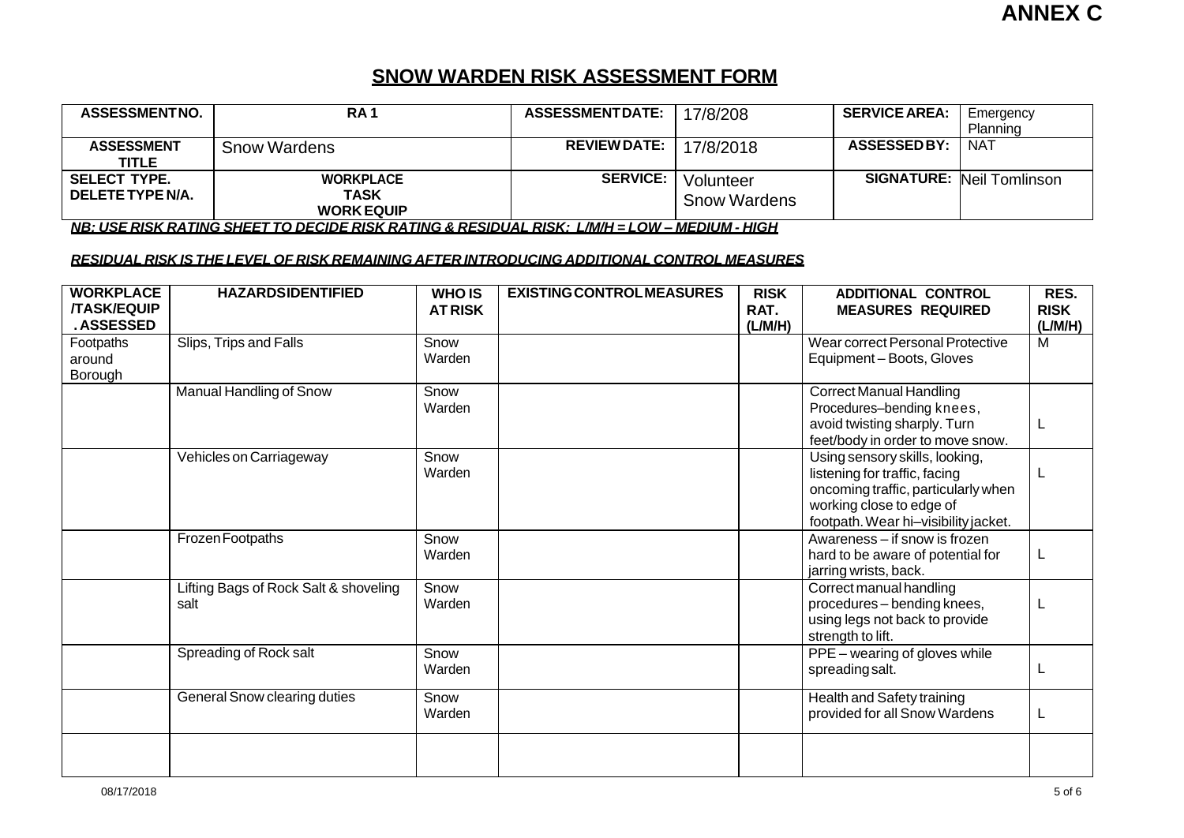**ANNEX C**

# SNOW WARDEN RISK ASSESSMENT FORM

| ASSESSMENT NO. | RA 1 | ASSESSMENT DATE: | 17/8/208 | SERVICE AREA: | Emergency Planning |
|---|---|---|---|---|---|
| ASSESSMENT TITLE | Snow Wardens | REVIEW DATE: | 17/8/2018 | ASSESSED BY: | NAT |
| SELECT TYPE. DELETE TYPE N/A. | WORKPLACE TASK WORK EQUIP | SERVICE: | Volunteer Snow Wardens | SIGNATURE: | Neil Tomlinson |

***NB: USE RISK RATING SHEET TO DECIDE RISK RATING & RESIDUAL RISK: L/M/H = LOW – MEDIUM - HIGH***

***RESIDUAL RISK IS THE LEVEL OF RISK REMAINING AFTER INTRODUCING ADDITIONAL CONTROL MEASURES***

| WORKPLACE /TASK/EQUIP. ASSESSED | HAZARDS IDENTIFIED | WHO IS AT RISK | EXISTING CONTROL MEASURES | RISK RAT. (L/M/H) | ADDITIONAL CONTROL MEASURES REQUIRED | RES. RISK (L/M/H) |
|---|---|---|---|---|---|---|
| Footpaths around Borough | Slips, Trips and Falls | Snow Warden | | | Wear correct Personal Protective Equipment – Boots, Gloves | M |
| | Manual Handling of Snow | Snow Warden | | | Correct Manual Handling Procedures–bending knees, avoid twisting sharply. Turn feet/body in order to move snow. | L |
| | Vehicles on Carriageway | Snow Warden | | | Using sensory skills, looking, listening for traffic, facing oncoming traffic, particularly when working close to edge of footpath. Wear hi–visibility jacket. | L |
| | Frozen Footpaths | Snow Warden | | | Awareness – if snow is frozen hard to be aware of potential for jarring wrists, back. | L |
| | Lifting Bags of Rock Salt & shoveling salt | Snow Warden | | | Correct manual handling procedures – bending knees, using legs not back to provide strength to lift. | L |
| | Spreading of Rock salt | Snow Warden | | | PPE – wearing of gloves while spreading salt. | L |
| | General Snow clearing duties | Snow Warden | | | Health and Safety training provided for all Snow Wardens | L |
| | | | | | | |

08/17/2018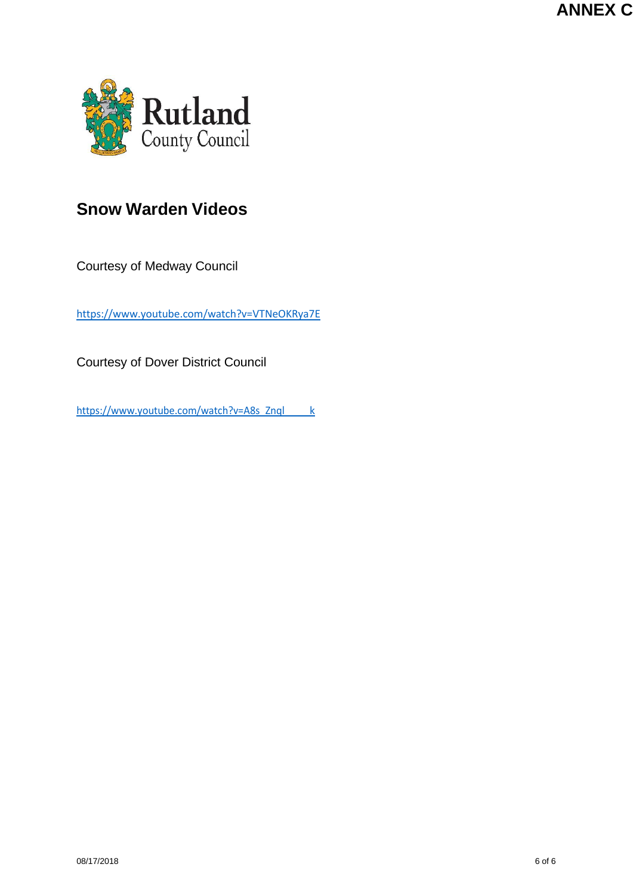ANNEX C

Rutland County Council

## Snow Warden Videos

Courtesy of Medway Council

https://www.youtube.com/watch?v=VTNeOKRya7E

Courtesy of Dover District Council

https://www.youtube.com/watch?v=A8s_Znql k

08/17/2018